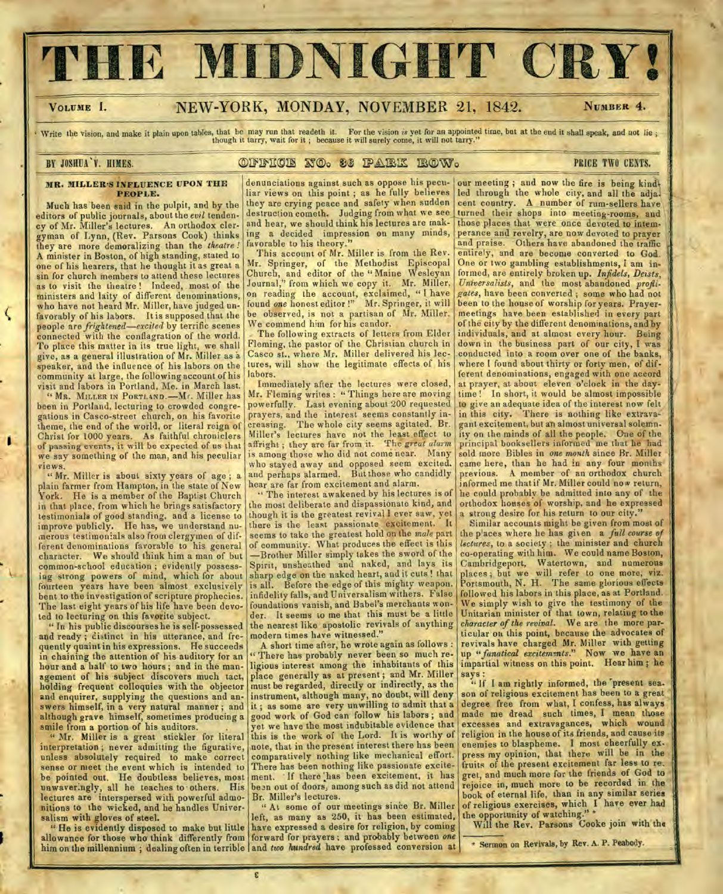# THE MIDNIGHT CRY!

VOLUME I. NEW-YORK, MONDAY, NOVEMBER 21, 1842. NUMBER 4.

"Write the vision, and make it plain upon tables, that he may run that readeth it. For the vision is yet for an appointed time, but at the end it shall speak, and not lie; though it tarry, wait for it; because it will surely come, it will not tarry."

BY JOSHUA V. HIMES. OFFICE NO. 36 PARK ROW. PRICE TWO CENTS.

## MR. MILLER'S INFLUENCE UPON THE PEOPLE.

Much has been said in the pulpit, and by the editors of public journals, about the *evil* tendency of Mr. Miller's lectures. An orthodox clergyman of Lynn, (Rev. Parsons Cook) thinks they are more demoralizing than the *theatre!* A minister in Boston, of high standing, stated to one of his hearers, that he thought it as great a sin for church members to attend these lectures as to visit the theatre! Indeed, most of the ministers and laity of different denominations, who have not heard Mr. Miller, have judged unfavorably of his labors. It is supposed that the people are *frightened*—*excited* by terrific scenes connected with the conflagration of the world. To place this matter in its true light, we shall give, as a general illustration of Mr. Miller as a speaker, and the influence of his labors on the community at large, the following account of his visit and labors in Portland, Me. in March last.

"MR. MILLER IN PORTLAND.—Mr. Miller has been in Portland, lecturing to crowded congregations in Casco-street church, on his favorite theme, the end of the world, or literal reign of Christ for 1000 years. As faithful chroniclers of passing events, it will be expected of us that we say something of the man, and his peculiar views.

"Mr. Miller is about sixty years of age; a plain farmer from Hampton, in the state of New York. He is a member of the Baptist Church in that place, from which he brings satisfactory testimonials of good standing, and a license to improve publicly. He has, we understand numerous testimonials also from clergymen of different denominations favorable to his general character. We should think him a man of but common-school education; evidently possessing strong powers of mind, which for about fourteen years have been almost exclusively bent to the investigation of scripture prophecies. The last eight years of his life have been devoted to lecturing on this favorite subject.

"In his public discourses he is self-possessed and ready; distinct in his utterance, and frequently quaint in his expressions. He succeeds in chaining the attention of his auditory for an hour and a half to two hours; and in the management of his subject discovers much tact, holding frequent colloquies with the objector and enquirer, supplying the questions and answers himself, in a very natural manner; and although grave himself, sometimes producing a smile from a portion of his auditors.

"Mr. Miller is a great stickler for literal interpretation; never admitting the figurative, unless absolutely required to make correct sense or meet the event which is intended to be pointed out. He doubtless believes, most unwaveringly, all he teaches to others. His lectures are interspersed with powerful admonitions to the wicked, and he handles Universalism with gloves of steel.

"He is evidently disposed to make but little allowance for those who think differently from him on the millennium; dealing often in terrible denunciations against such as oppose his peculiar views on this point; as he fully believes they are crying peace and safety when sudden destruction cometh. Judging from what we see and hear, we should think his lectures are making a decided impression on many minds, favorable to his theory."

This account of Mr. Miller is from the Rev. Mr. Springer, of the Methodist Episcopal Church, and editor of the "Maine Wesleyan Journal," from which we copy it. Mr. Miller, on reading the account, exclaimed, "I have found *one* honest editor!" Mr. Springer, it will be observed, is not a partisan of Mr. Miller. We commend him for his candor.

The following extracts of letters from Elder Fleming, the pastor of the Christian church in Casco st., where Mr. Miller delivered his lectures, will show the legitimate effects of his labors.

Immediately after the lectures were closed, Mr. Fleming writes: "Things here are moving powerfully. Last evening about 200 requested prayers, and the interest seems constantly increasing. The whole city seems agitated. Br. Miller's lectures have not the least effect to affright; they are far from it. The *great alarm* is among those who did not come near. Many who stayed away and opposed seem excited, and perhaps alarmed. But those who candidly hear are far from excitement and alarm.

"The interest awakened by his lectures is of the most deliberate and dispassionate kind, and though it is the greatest revival I ever saw, yet there is the least passionate excitement. It seems to take the greatest hold on the *male* part of community. What produces the effect is this—Brother Miller simply takes the sword of the Spirit, unsheathed and naked, and lays its sharp edge on the naked heart, and it cuts! that is all. Before the edge of this mighty weapon, infidelity falls, and Universalism withers. False foundations vanish, and Babel's merchants wonder. It seems to me that this must be a little the nearest like apostolic revivals of anything modern times have witnessed."

A short time after, he wrote again as follows: "There has probably never been so much religious interest among the inhabitants of this place generally as at present; and Mr. Miller must be regarded, directly or indirectly, as the instrument, although many, no doubt, will deny it; as some are very unwilling to admit that a good work of God can follow his labors; and yet we have the most indubitable evidence that this is the work of the Lord. It is worthy of note, that in the present interest there has been comparatively nothing like mechanical effort. There has been nothing like passionate excitement. If there has been excitement, it has been out of doors, among such as did not attend Br. Miller's lectures.

"At some of our meetings since Br. Miller left, as many as 250, it has been estimated, have expressed a desire for religion, by coming forward for prayers; and probably between *one* and *two hundred* have professed conversion at our meeting; and now the fire is being kindled through the whole city, and all the adjacent country. A number of rum-sellers have turned their shops into meeting-rooms, and those places that were once devoted to intemperance and revelry, are now devoted to prayer and praise. Others have abandoned the traffic entirely, and are become converted to God. One or two gambling establishments, I am informed, are entirely broken up. *Infidels, Deists, Universalists*, and the most abandoned *profligates*, have been converted; some who had not been to the house of worship for years. Prayer-meetings have been established in every part of the city by the different denominations, and by individuals, and at almost every hour. Being down in the business part of our city, I was conducted into a room over one of the banks, where I found about thirty or forty men, of different denominations, engaged with one accord at prayer, at about eleven o'clock in the daytime! In short, it would be almost impossible to give an adequate idea of the interest now felt in this city. There is nothing like extravagant excitement, but an almost universal solemnity on the minds of all the people. One of the principal booksellers informed me that he had sold more Bibles in *one month* since Br. Miller came here, than he had in any four months previous. A member of an orthodox church informed me that if Mr. Miller could now return, he could probably be admitted into any of the orthodox houses of worship, and he expressed a strong desire for his return to our city."

Similar accounts might be given from most of the places where he has given a *full course of lectures*, to a society; the minister and church co-operating with him. We could name Boston, Cambridgeport, Watertown, and numerous places; but we will refer to one more, viz. Portsmouth, N. H. The same glorious effects followed his labors in this place, as at Portland. We simply wish to give the testimony of the Unitarian minister of that town, relating to the *character of the revival*. We are the more particular on this point, because the advocates of revivals have charged Mr. Miller with getting up "*fanatical excitements*." Now we have an impartial witness on this point. Hear him; he says:

"If I am rightly informed, the present season of religious excitement has been to a great degree free from what, I confess, has always made me dread such times, I mean those excesses and extravagances, which wound religion in the house of its friends, and cause its enemies to blaspheme. I most cheerfully express my opinion, that there will be in the fruits of the present excitement far less to regret, and much more for the friends of God to rejoice in, much more to be recorded in the book of eternal life, than in any similar series of religious exercises, which I have ever had the opportunity of watching." *

Will the Rev. Parsons Cooke join with the

---

\* Sermon on Revivals, by Rev. A. P. Peabody.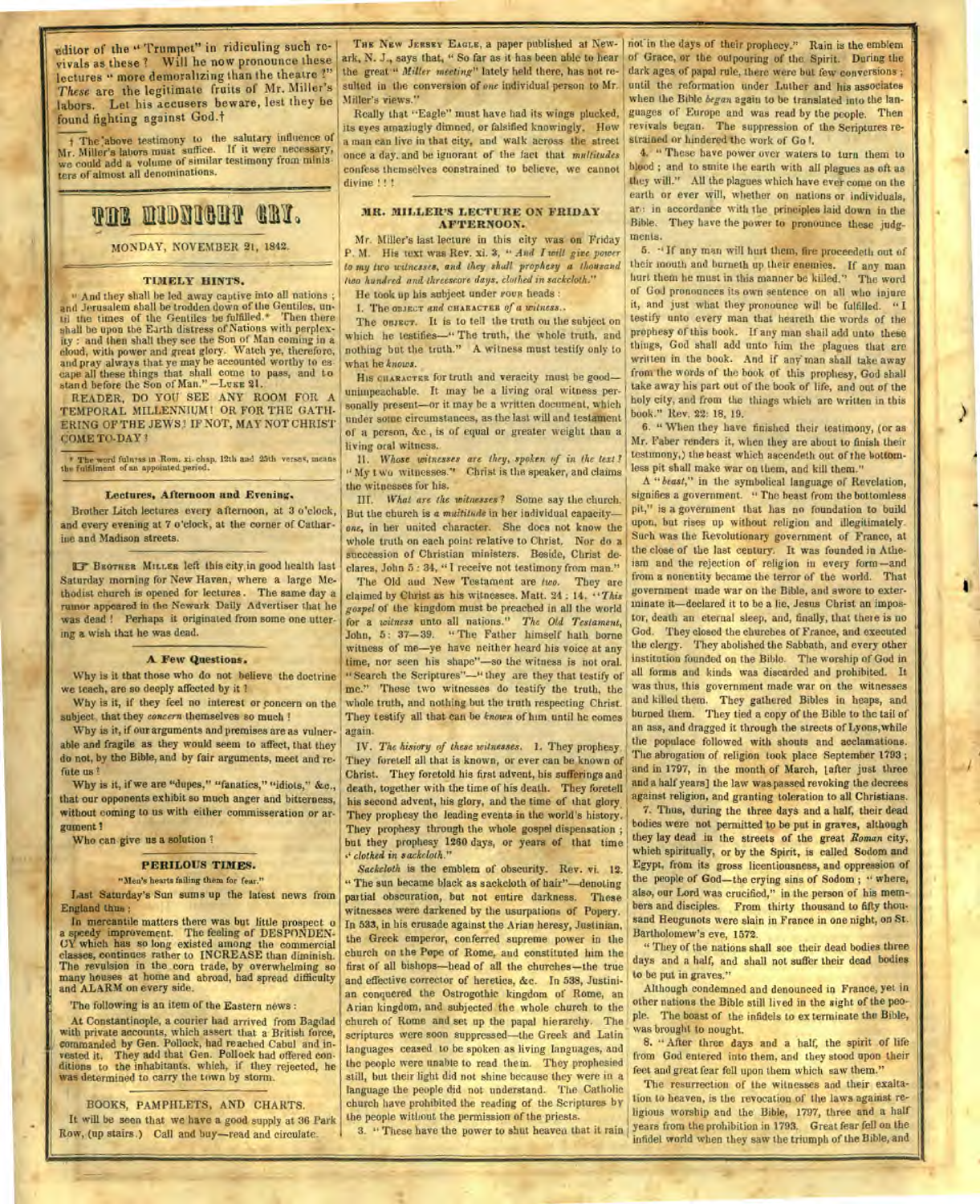editor of the "Trumpet" in ridiculing such revivals as these? Will he now pronounce these lectures "more demoralizing than the theatre?" *These* are the legitimate fruits of Mr. Miller's labors. Let his accusers beware, lest they be found fighting against God.†

† The above testimony to the salutary influence of Mr. Miller's labors must suffice. If it were necessary, we could add a volume of similar testimony from ministers of almost all denominations.

# THE MIDNIGHT CRY.

MONDAY, NOVEMBER 21, 1842.

### TIMELY HINTS.

"And they shall be led away captive into all nations; and Jerusalem shall be trodden down of the Gentiles, until the times of the Gentiles be fulfilled.* Then there shall be upon the Earth distress of Nations with perplexity: and then shall they see the Son of Man coming in a cloud, with power and great glory. Watch ye, therefore, and pray always that ye may be accounted worthy to escape all these things that shall come to pass, and to stand before the Son of Man."—LUKE 21.

READER, DO YOU SEE ANY ROOM FOR A TEMPORAL MILLENNIUM! OR FOR THE GATHERING OF THE JEWS? IF NOT, MAY NOT CHRIST COME TO-DAY?

\* The word fulness in Rom. xi. chap. 12th and 25th verses, means the fulfilment of an appointed period.

### Lectures, Afternoon and Evening.

Brother Litch lectures every afternoon, at 3 o'clock, and every evening at 7 o'clock, at the corner of Catharine and Madison streets.

☞ BROTHER MILLER left this city in good health last Saturday morning for New Haven, where a large Methodist church is opened for lectures. The same day a rumor appeared in the Newark Daily Advertiser that he was dead! Perhaps it originated from some one uttering a wish that he was dead.

### A Few Questions.

Why is it that those who do not believe the doctrine we teach, are so deeply affected by it?

Why is it, if they feel no interest or concern on the subject, that they *concern* themselves so much?

Why is it, if our arguments and premises are as vulnerable and fragile as they would seem to affect, that they do not, by the Bible, and by fair arguments, meet and refute us?

Why is it, if we are "dupes," "fanatics," "idiots," &c., that our opponents exhibit so much anger and bitterness, without coming to us with either commiseration or argument?

Who can give us a solution?

### PERILOUS TIMES.

"Men's hearts failing them for fear."

Last Saturday's Sun sums up the latest news from England thus:

In mercantile matters there was but little prospect of a speedy improvement. The feeling of DESPONDENCY which has so long existed among the commercial classes, continues rather to INCREASE than diminish. The revulsion in the corn trade, by overwhelming so many houses at home and abroad, had spread difficulty and ALARM on every side.

The following is an item of the Eastern news:

At Constantinople, a courier had arrived from Bagdad with private accounts, which assert that a British force, commanded by Gen. Pollock, had reached Cabul and invested it. They add that Gen. Pollock had offered conditions to the inhabitants, which, if they rejected, he was determined to carry the town by storm.

### BOOKS, PAMPHLETS, AND CHARTS.

It will be seen that we have a good supply at 36 Park Row, (up stairs.) Call and buy—read and circulate.

THE NEW JERSEY EAGLE, a paper published at Newark, N. J., says that, "So far as it has been able to hear the great "*Miller meeting*" lately held there, has not resulted in the conversion of *one* individual person to Mr. Miller's views."

Really that "Eagle" must have had its wings plucked, its eyes amazingly dimmed, or falsified knowingly. How a man can live in that city, and walk across the street once a day, and be ignorant of the fact that *multitudes* confess themselves constrained to believe, we cannot divine!!!

### MR. MILLER'S LECTURE ON FRIDAY AFTERNOON.

Mr. Miller's last lecture in this city was on Friday P. M. His text was Rev. xi. 3, "*And I will give power to my two witnesses, and they shall prophesy a thousand two hundred and threescore days, clothed in sackcloth.*"

He took up his subject under FOUR heads:

I. The OBJECT *and* CHARACTER *of a witness.*

The OBJECT. It is to tell the truth on the subject on which he testifies—"The truth, the whole truth, and nothing but the truth." A witness must testify only to what he *knows*.

His CHARACTER for truth and veracity must be good—unimpeachable. It may be a living oral witness personally present—or it may be a written document, which under some circumstances, as the last will and testament of a person, &c., is of equal or greater weight than a living oral witness.

II. *Whose witnesses are they, spoken of in the text?* "My two witnesses." Christ is the speaker, and claims the witnesses for his.

III. *What are the witnesses?* Some say the church. But the church is *a multitude* in her individual capacity—*one*, in her united character. She does not know the whole truth on each point relative to Christ. Nor do a succession of Christian ministers. Beside, Christ declares, John 5: 34, "I receive not testimony from man."

The Old and New Testament are *two*. They are claimed by Christ as his witnesses. Matt. 24: 14. "*This gospel* of the kingdom must be preached in all the world for a *witness* unto all nations." *The Old Testament*, John, 5: 37—39. "The Father himself hath borne witness of me—ye have neither heard his voice at any time, nor seen his shape"—so the witness is not oral. "Search the Scriptures"—"they are they that testify of me." These two witnesses do testify the truth, the whole truth, and nothing but the truth respecting Christ. They testify all that can be *known* of him until he comes again.

IV. *The history of these witnesses.* 1. They prophesy. They foretell all that is known, or ever can be known of Christ. They foretold his first advent, his sufferings and death, together with the time of his death. They foretell his second advent, his glory, and the time of that glory. They prophesy the leading events in the world's history. They prophesy through the whole gospel dispensation; but they prophesy 1260 days, or years of that time "*clothed in sackcloth.*"

*Sackcloth* is the emblem of obscurity. Rev. vi. 12. "The sun became black as sackcloth of hair"—denoting partial obscuration, but not entire darkness. These witnesses were darkened by the usurpations of Popery. In 533, in his crusade against the Arian heresy, Justinian, the Greek emperor, conferred supreme power in the church on the Pope of Rome, and constituted him the first of all bishops—head of all the churches—the true and effective corrector of heretics, &c. In 538, Justinian conquered the Ostrogothic kingdom of Rome, an Arian kingdom, and subjected the whole church to the church of Rome and set up the papal hierarchy. The scriptures were soon suppressed—the Greek and Latin languages ceased to be spoken as living languages, and the people were unable to read them. They prophesied still, but their light did not shine because they were in a language the people did not understand. The Catholic church have prohibited the reading of the Scriptures by the people without the permission of the priests.

3. "These have the power to shut heaven that it rain not in the days of their prophecy." Rain is the emblem of Grace, or the outpouring of the Spirit. During the dark ages of papal rule, there were but few conversions; until the reformation under Luther and his associates when the Bible *began* again to be translated into the languages of Europe and was read by the people. Then revivals began. The suppression of the Scriptures restrained or hindered the work of God.

4. "These have power over waters to turn them to blood; and to smite the earth with all plagues as oft as they will." All the plagues which have ever come on the earth or ever will, whether on nations or individuals, are in accordance with the principles laid down in the Bible. They have the power to pronounce these judgments.

5. "If any man will hurt them, fire proceedeth out of their mouth and burneth up their enemies. If any man hurt them he must in this manner be killed." The word of God pronounces its own sentence on all who injure it, and just what they pronounce will be fulfilled. "I testify unto every man that heareth the words of the prophesy of this book. If any man shall add unto these things, God shall add unto him the plagues that are written in the book. And if any man shall take away from the words of the book of this prophesy, God shall take away his part out of the book of life, and out of the holy city, and from the things which are written in this book." Rev. 22: 18, 19.

6. "When they have finished their testimony, (or as Mr. Faber renders it, when they are about to finish their testimony,) the beast which ascendeth out of the bottomless pit shall make war on them, and kill them."

A "*beast*," in the symbolical language of Revelation, signifies a government. "The beast from the bottomless pit," is a government that has no foundation to build upon, but rises up without religion and illegitimately. Such was the Revolutionary government of France, at the close of the last century. It was founded in Atheism and the rejection of religion in every form—and from a nonentity became the terror of the world. That government made war on the Bible, and swore to exterminate it—declared it to be a lie, Jesus Christ an impostor, death an eternal sleep, and, finally, that there is no God. They closed the churches of France, and executed the clergy. They abolished the Sabbath, and every other institution founded on the Bible. The worship of God in all forms and kinds was discarded and prohibited. It was thus, this government made war on the witnesses and killed them. They gathered Bibles in heaps, and burned them. They tied a copy of the Bible to the tail of an ass, and dragged it through the streets of Lyons, while the populace followed with shouts and acclamations. The abrogation of religion took place September 1793; and in 1797, in the month of March, [after just three and a half years] the law was passed revoking the decrees against religion, and granting toleration to all Christians.

7. Thus, during the three days and a half, their dead bodies were not permitted to be put in graves, although they lay dead in the streets of the great *Roman* city, which spiritually, or by the Spirit, is called Sodom and Egypt, from its gross licentiousness, and oppression of the people of God—the crying sins of Sodom; "where, also, our Lord was crucified," in the person of his members and disciples. From thirty thousand to fifty thousand Heugunots were slain in France in one night, on St. Bartholomew's eve, 1572.

"They of the nations shall see their dead bodies three days and a half, and shall not suffer their dead bodies to be put in graves."

Although condemned and denounced in France, yet in other nations the Bible still lived in the sight of the people. The boast of the infidels to exterminate the Bible, was brought to nought.

8. "After three days and a half, the spirit of life from God entered into them, and they stood upon their feet and great fear fell upon them which saw them."

The resurrection of the witnesses and their exaltation to heaven, is the revocation of the laws against religious worship and the Bible, 1797, three and a half years from the prohibition in 1793. Great fear fell on the infidel world when they saw the triumph of the Bible, and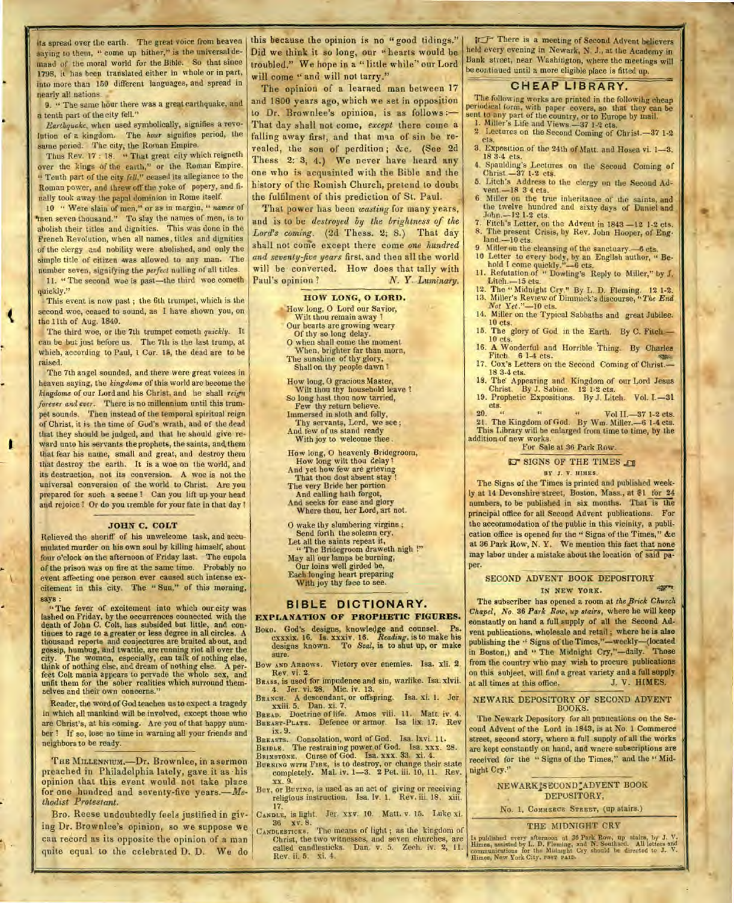its spread over the earth. The great voice from heaven saying to them, "come up hither," is the universal demand of the moral world for the Bible. So that since 1798, it has been translated either in whole or in part, into more than 150 different languages, and spread in nearly all nations.

9. "The same hour there was a great earthquake, and a tenth part of the city fell."

*Earthquake*, when used symbolically, signifies a revolution of a kingdom. The *hour* signifies period, the same period. The city, the Roman Empire.

Thus Rev. 17 : 18. "That great city which reigneth over the kings of the earth," or the Roman Empire. "Tenth part of the city *fell*," ceased its allegiance to the Roman power, and threw off the yoke of popery, and finally took away the papal dominion in Rome itself.

10 "Were slain of men," or as in margin, "*names* of men seven thousand." To slay the names of men, is to abolish their titles and dignities. This was done in the French Revolution, when all names, titles and dignities of the clergy and nobility were abolished, and only the simple title of citizen was allowed to any man. The number seven, signifying the *perfect* nulling of all titles.

11. "The second woe is past—the third woe cometh quickly."

This event is now past; the 6th trumpet, which is the second woe, ceased to sound, as I have shown you, on the 11th of Aug. 1840.

The third woe, or the 7th trumpet cometh *quickly*. It can be but just before us. The 7th is the last trump, at which, according to Paul, 1 Cor. 15, the dead are to be raised.

The 7th angel sounded, and there were great voices in heaven saying, the *kingdoms* of this world are become the *kingdoms* of our Lord and his Christ, and he shall *reign forever and ever*. There is no millennium until this trumpet sounds. Then instead of the temporal spiritual reign of Christ, it is the time of God's wrath, and of the dead that they should be judged, and that he should give reward unto his servants the prophets, the saints, and them that fear his name, small and great, and destroy them that destroy the earth. It is a woe on the world, and its destruction, not its conversion. A woe is not the universal conversion of the world to Christ. Are you prepared for such a scene? Can you lift up your head and rejoice? Or do you tremble for your fate in that day?

### JOHN C. COLT

Relieved the sheriff of his unwelcome task, and accumulated murder on his own soul by killing himself, about four o'clock on the afternoon of Friday last. The cupola of the prison was on fire at the same time. Probably no event affecting one person ever caused such intense excitement in this city. The "Sun," of this morning, says:

"The fever of excitement into which our city was lashed on Friday, by the occurrences connected with the death of John C. Colt, has subsided but little, and continues to rage to a greater or less degree in all circles. A thousand reports and conjectures are bruited about, and gossip, humbug, and twattle, are running riot all over the city. The women, especially, can talk of nothing else, think of nothing else, and dream of nothing else. A perfect Colt mania appears to pervade the whole sex, and unfit them for the sober realities which surround themselves and their own concerns."

Reader, the word of God teaches us to expect a tragedy in which all mankind will be involved, except those who are Christ's, at his coming. Are you of that happy number? If so, lose no time in warning all your friends and neighbors to be ready.

THE MILLENNIUM.—Dr. Brownlee, in a sermon preached in Philadelphia lately, gave it as his opinion that this event would not take place for one hundred and seventy-five years.—*Methodist Protestant.*

Bro. Reese undoubtedly feels justified in giving Dr. Brownlee's opinion, so we suppose we can record as its opposite the opinion of a man quite equal to the celebrated D. D. We do this because the opinion is no "good tidings." Did we think it so long, our "hearts would be troubled." We hope in a "little while" our Lord will come "and will not tarry."

The opinion of a learned man between 17 and 1800 years ago, which we set in opposition to Dr. Brownlee's opinion, is as follows:— That day shall not come, *except* there come a falling away first, and that man of sin be revealed, the son of perdition; &c. (See 2d Thess 2: 3, 4.) We never have heard any one who is acquainted with the Bible and the history of the Romish Church, pretend to doubt the fulfilment of this prediction of St. Paul.

That power has been *wasting* for many years, and is to be *destroyed by the brightness of the Lord's coming*. (2d Thess. 2; 8.) That day shall not come except there come *one hundred and seventy-five years* first, and then all the world will be converted. How does that tally with Paul's opinion? *N. Y. Luminary.*

### HOW LONG, O LORD.

How long, O Lord our Savior,
Wilt thou remain away?
Our hearts are growing weary
Of thy so long delay,
O when shall come the moment
When, brighter far than morn,
The sunshine of thy glory,
Shall on thy people dawn?

How long, O gracious Master,
Wilt thou thy household leave?
So long hast thou now tarried,
Few thy return believe.
Immersed in sloth and folly,
Thy servants, Lord, we see;
And few of us stand ready
With joy to welcome thee.

How long, O heavenly Bridegroom,
How long wilt thou delay?
And yet how few are grieving
That thou dost absent stay!
The very Bride her portion
And calling hath forgot,
And seeks for ease and glory
Where thou, her Lord, art not.

O wake thy slumbering virgins;
Send forth the solemn cry,
Let all the saints repeat it,
"The Bridegroom draweth nigh!"
May all our lamps be burning,
Our loins well girded be,
Each longing heart preparing
With joy thy face to see.

## BIBLE DICTIONARY.

### EXPLANATION OF PROPHETIC FIGURES.

BOOK. God's designs, knowledge and counsel. Ps. cxxxix. 16. Is. xxxiv. 16. *Reading*, is to make his designs known. To *Seal*, is to shut up, or make sure.

BOW AND ARROWS. Victory over enemies. Isa. xli. 2. Rev. vi. 2.

BRASS, is used for impudence and sin, warlike. Isa. xlvii. 4. Jer. vi. 28. Mic. iv. 13.

BRANCH. A descendant, or offspring. Isa. xi. 1. Jer xxiii. 5. Dan. xi. 7.

BREAD. Doctrine of life. Amos viii. 11. Matt. iv. 4.

BREAST-PLATE. Defence or armor. Isa lix. 17. Rev ix. 9.

BREASTS. Consolation, word of God. Isa. lxvi. 11.

BRIDLE. The restraining power of God. Isa. xxx. 28.

BRIMSTONE. Curse of God. Isa. xxx. 33. xi. 4.

BURNING WITH FIRE, is to destroy, or change their state completely. Mal. iv. 1—3. 2 Pet. iii. 10, 11. Rev. xx. 9.

BUY, or BUYING, is used as an act of giving or receiving religious instruction. Isa. lv. 1. Rev. iii. 18. xiii. 17.

CANDLE, is light. Jer. xxv. 10. Matt. v. 15. Luke xi. 36 xv. 8.

CANDLESTICKS. The means of light; as the kingdom of Christ, the two witnesses, and seven churches, are called candlesticks. Dan. v. 5. Zech. iv. 2, 11. Rev. ii. 5. xi. 4.

☞ There is a meeting of Second Advent believers held every evening in Newark, N. J., at the Academy in Bank street, near Washington, where the meetings will be continued until a more eligible place is fitted up.

## CHEAP LIBRARY.

The following works are printed in the following cheap periodical form, with paper covers, so that they can be sent to any part of the country, or to Europe by mail.

1. Miller's Life and Views.—37 1-2 cts.
2. Lectures on the Second Coming of Christ.—37 1-2 cts.
3. Exposition of the 24th of Matt. and Hosea vi. 1—3. 18 3-4 cts.
4. Spaulding's Lectures on the Second Coming of Christ.—37 1-2 cts.
5. Litch's Address to the clergy on the Second Advent.—18 3 4 cts.
6. Miller on the true inheritance of the saints, and the twelve hundred and sixty days of Daniel and John.—12 1-2 cts.
7. Fitch's Letter, on the Advent in 1843.—12 1-2 cts.
8. The present Crisis, by Rev. John Hooper, of England.—10 cts.
9. Miller on the cleansing of the sanctuary.—6 cts.
10. Letter to every body, by an English author, "Behold I come quickly."—6 cts.
11. Refutation of "Dowling's Reply to Miller," by J. Litch.—15 cts.
12. The "Midnight Cry." By L. D. Fleming. 12 1-2.
13. Miller's Review of Dimmick's discourse, "*The End Not Yet.*"—10 cts.
14. Miller on the Typical Sabbaths and great Jubilee. 10 cts.
15. The glory of God in the Earth. By C. Fitch.—10 cts.
16. A Wonderful and Horrible Thing. By Charles Fitch. 6 1-4 cts.
17. Cox's Letters on the Second Coming of Christ.—18 3-4 cts.
18. The Appearing and Kingdom of our Lord Jesus Christ. By J. Sabine. 12 1-2 cts.
19. Prophetic Expositions. By J. Litch. Vol. I.—31 cts.
20. " " " Vol II.—37 1-2 cts.
21. The Kingdom of God. By Wm. Miller.—6 1-4 cts.

This Library will be enlarged from time to time, by the addition of new works.

For Sale at 36 Park Row.

### ☞ SIGNS OF THE TIMES ☜

BY J. V. HIMES.

The Signs of the Times is printed and published weekly at 14 Devonshire street, Boston, Mass., at $1 for 24 numbers, to be published in six months. That is the principal office for all Second Advent publications. For the accommodation of the public in this vicinity, a publication office is opened for the "Signs of the Times," &c at 36 Park Row, N. Y. We mention this fact that none may labor under a mistake about the location of said paper.

### SECOND ADVENT BOOK DEPOSITORY IN NEW YORK.

The subscriber has opened a room at *the Brick Church Chapel, No. 36 Park Row, up stairs*, where he will keep constantly on hand a full supply of all the Second Advent publications, wholesale and retail; where he is also publishing the "Signs of the Times,"—weekly—(located in Boston,) and "The Midnight Cry,"—daily. Those from the country who may wish to procure publications on this subject, will find a great variety and a full supply at all times at this office. J. V. HIMES.

### NEWARK DEPOSITORY OF SECOND ADVENT BOOKS.

The Newark Depository for all publications on the Second Advent of the Lord in 1843, is at No. 1 Commerce street, second story, where a full supply of all the works are kept constantly on hand, and where subscriptions are received for the "Signs of the Times," and the "Midnight Cry."

NEWARK SECOND ADVENT BOOK DEPOSITORY,

No. 1, COMMERCE STREET, (up stairs.)

### THE MIDNIGHT CRY

Is published every afternoon at 36 Park Row, up stairs, by J. V. Himes, assisted by L. D. Fleming, and N. Southard. All letters and communications for the Midnight Cry should be directed to J. V. Himes, New York City, POST PAID.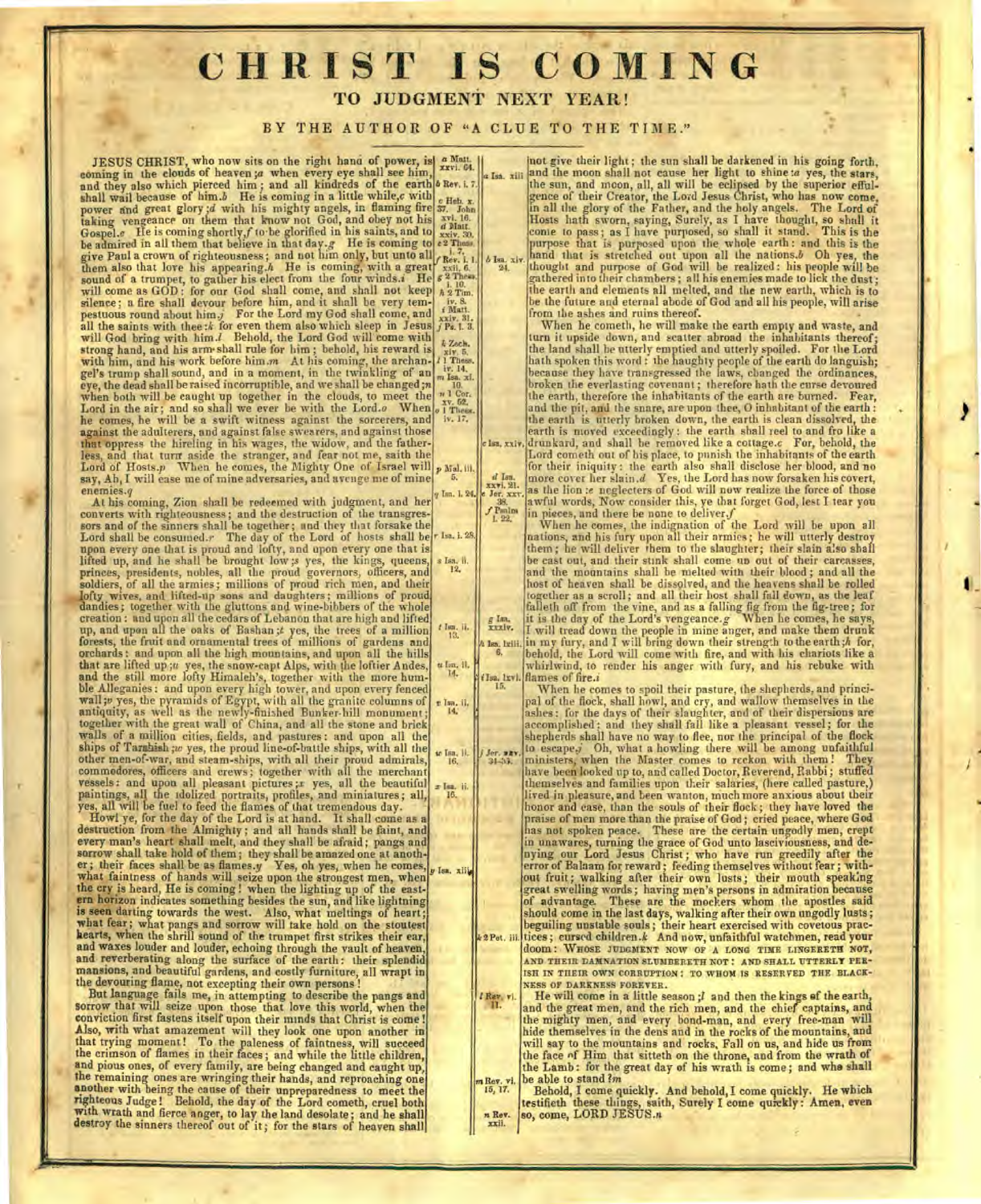# CHRIST IS COMING

## TO JUDGMENT NEXT YEAR!

### BY THE AUTHOR OF "A CLUE TO THE TIME."

JESUS CHRIST, who now sits on the right hand of power, is coming in the clouds of heaven;*a* when every eye shall see him, and they also which pierced him; and all kindreds of the earth shall wail because of him.*b* He is coming in a little while,*c* with power and great glory;*d* with his mighty angels, in flaming fire taking vengeance on them that know not God, and obey not his Gospel.*e* He is coming shortly,*f* to be glorified in his saints, and to be admired in all them that believe in that day.*g* He is coming to give Paul a crown of righteousness; and not him only, but unto all them also that love his appearing.*h* He is coming, with a great sound of a trumpet, to gather his elect from the four winds.*i* He will come as GOD: for our God shall come, and shall not keep silence; a fire shall devour before him, and it shall be very tempestuous round about him.*j* For the Lord my God shall come, and all the saints with thee:*k* for even them also which sleep in Jesus will God bring with him.*l* Behold, the Lord God will come with strong hand, and his arm shall rule for him; behold, his reward is with him, and his work before him.*m* At his coming, the archangel's trump shall sound, and in a moment, in the twinkling of an eye, the dead shall be raised incorruptible, and we shall be changed;*n* when both will be caught up together in the clouds, to meet the Lord in the air; and so shall we ever be with the Lord.*o* When he comes, he will be a swift witness against the sorcerers, and against the adulterers, and against false swearers, and against those that oppress the hireling in his wages, the widow, and the fatherless, and that turn aside the stranger, and fear not me, saith the Lord of Hosts.*p* When he comes, the Mighty One of Israel will say, Ah, I will ease me of mine adversaries, and avenge me of mine enemies.*q*

At his coming, Zion shall be redeemed with judgment, and her converts with righteousness; and the destruction of the transgressors and of the sinners shall be together; and they that forsake the Lord shall be consumed.*r* The day of the Lord of hosts shall be upon every one that is proud and lofty, and upon every one that is lifted up, and he shall be brought low;*s* yes, the kings, queens, princes, presidents, nobles, all the proud governors, officers, and soldiers, of all the armies; millions of proud rich men, and their lofty wives, and lifted-up sons and daughters; millions of proud dandies; together with the gluttons and wine-bibbers of the whole creation: and upon all the cedars of Lebanon that are high and lifted up, and upon all the oaks of Bashan;*t* yes, the trees of a million forests, the fruit and ornamental trees of millions of gardens and orchards: and upon all the high mountains, and upon all the hills that are lifted up;*u* yes, the snow-capt Alps, with the loftier Andes, and the still more lofty Himaleh's, together with the more humble Alleganies: and upon every high tower, and upon every fenced wall;*v* yes, the pyramids of Egypt, with all the granite columns of antiquity, as well as the newly-finished Bunker-hill monument; together with the great wall of China, and all the stone and brick walls of a million cities, fields, and pastures: and upon all the ships of Tarshish;*w* yes, the proud line-of-battle ships, with all the other men-of-war, and steam-ships, with all their proud admirals, commodores, officers and crews; together with all the merchant vessels: and upon all pleasant pictures;*x* yes, all the beautiful paintings, all the idolized portraits, profiles, and miniatures; all, yes, all will be fuel to feed the flames of that tremendous day.

Howl ye, for the day of the Lord is at hand. It shall come as a destruction from the Almighty; and all hands shall be faint, and every man's heart shall melt, and they shall be afraid; pangs and sorrow shall take hold of them; they shall be amazed one at another; their faces shall be as flames.*y* Yes, oh yes, when he comes, what faintness of hands will seize upon the strongest men, when the cry is heard, He is coming! when the lighting up of the eastern horizon indicates something besides the sun, and like lightning is seen darting towards the west. Also, what meltings of heart; what fear; what pangs and sorrow will take hold on the stoutest hearts, when the shrill sound of the trumpet first strikes their ear, and waxes louder and louder, echoing through the vault of heaven, and reverberating along the surface of the earth: their splendid mansions, and beautiful gardens, and costly furniture, all wrapt in the devouring flame, not excepting their own persons!

But language fails me, in attempting to describe the pangs and sorrow that will seize upon those that love this world, when the conviction first fastens itself upon their minds that Christ is come! Also, with what amazement will they look one upon another in that trying moment! To the paleness of faintness, will succeed the crimson of flames in their faces; and while the little children, and pious ones, of every family, are being changed and caught up, the remaining ones are wringing their hands, and reproaching one another with being the cause of their unpreparedness to meet the righteous Judge! Behold, the day of the Lord cometh, cruel both with wrath and fierce anger, to lay the land desolate; and he shall destroy the sinners thereof out of it; for the stars of heaven shall not give their light; the sun shall be darkened in his going forth, and the moon shall not cause her light to shine:*a* yes, the stars, the sun, and moon, all, all will be eclipsed by the superior effulgence of their Creator, the Lord Jesus Christ, who has now come, in all the glory of the Father, and the holy angels. The Lord of Hosts hath sworn, saying, Surely, as I have thought, so shall it come to pass; as I have purposed, so shall it stand. This is the purpose that is purposed upon the whole earth: and this is the hand that is stretched out upon all the nations.*b* Oh yes, the thought and purpose of God will be realized: his people will be gathered into their chambers; all his enemies made to lick the dust; the earth and elements all melted, and the new earth, which is to be the future and eternal abode of God and all his people, will arise from the ashes and ruins thereof.

When he cometh, he will make the earth empty and waste, and turn it upside down, and scatter abroad the inhabitants thereof; the land shall be utterly emptied and utterly spoiled. For the Lord hath spoken this word: the haughty people of the earth do languish; because they have transgressed the laws, changed the ordinances, broken the everlasting covenant; therefore hath the curse devoured the earth, therefore the inhabitants of the earth are burned. Fear, and the pit, and the snare, are upon thee, O inhabitant of the earth: the earth is utterly broken down, the earth is clean dissolved, the earth is moved exceedingly: the earth shall reel to and fro like a drunkard, and shall be removed like a cottage.*c* For, behold, the Lord cometh out of his place, to punish the inhabitants of the earth for their iniquity: the earth also shall disclose her blood, and no more cover her slain.*d* Yes, the Lord has now forsaken his covert, as the lion:*e* neglecters of God will now realize the force of those awful words, Now consider this, ye that forget God, lest I tear you in pieces, and there be none to deliver.*f*

When he comes, the indignation of the Lord will be upon all nations, and his fury upon all their armies; he will utterly destroy them; he will deliver them to the slaughter; their slain also shall be cast out, and their stink shall come up out of their carcasses, and the mountains shall be melted with their blood; and all the host of heaven shall be dissolved, and the heavens shall be rolled together as a scroll; and all their host shall fall down, as the leaf falleth off from the vine, and as a falling fig from the fig-tree; for it is the day of the Lord's vengeance.*g* When he comes, he says, I will tread down the people in mine anger, and make them drunk in my fury, and I will bring down their strength to the earth;*h* for, behold, the Lord will come with fire, and with his chariots like a whirlwind, to render his anger with fury, and his rebuke with flames of fire.*i*

When he comes to spoil their pasture, the shepherds, and principal of the flock, shall howl, and cry, and wallow themselves in the ashes: for the days of their slaughter, and of their dispersions are accomplished; and they shall fall like a pleasant vessel; for the shepherds shall have no way to flee, nor the principal of the flock to escape.*j* Oh, what a howling there will be among unfaithful ministers, when the Master comes to reckon with them! They have been looked up to, and called Doctor, Reverend, Rabbi; stuffed themselves and families upon their salaries, (here called pasture,) lived in pleasure, and been wanton, much more anxious about their honor and ease, than the souls of their flock; they have loved the praise of men more than the praise of God; cried peace, where God has not spoken peace. These are the certain ungodly men, crept in unawares, turning the grace of God unto lasciviousness, and denying our Lord Jesus Christ; who have run greedily after the error of Balaam for reward; feeding themselves without fear; without fruit; walking after their own lusts; their mouth speaking great swelling words; having men's persons in admiration because of advantage. These are the mockers whom the apostles said should come in the last days, walking after their own ungodly lusts; beguiling unstable souls; their heart exercised with covetous practices; cursed children.*k* And now, unfaithful watchmen, read your doom: WHOSE JUDGMENT NOW OF A LONG TIME LINGERETH NOT, AND THEIR DAMNATION SLUMBERETH NOT: AND SHALL UTTERLY PERISH IN THEIR OWN CORRUPTION: TO WHOM IS RESERVED THE BLACKNESS OF DARKNESS FOREVER.

He will come in a little season;*l* and then the kings of the earth, and the great men, and the rich men, and the chief captains, and the mighty men, and every bond-man, and every free-man will hide themselves in the dens and in the rocks of the mountains, and will say to the mountains and rocks, Fall on us, and hide us from the face of Him that sitteth on the throne, and from the wrath of the Lamb: for the great day of his wrath is come; and who shall be able to stand?*m*

Behold, I come quickly. And behold, I come quickly. He which testifieth these things, saith, Surely I come quickly: Amen, even so, come, LORD JESUS.*n*

---

*a* Matt. xxvi. 64. *b* Rev. i. 7. *c* Heb. x. 37. John xvi. 16. *d* Matt. xxiv. 30. *e* 2 Thess. i. 7. *f* Rev. i. 1. xxii. 6. *g* 2 Thess. i. 10. *h* 2 Tim. iv. 8. *i* Matt. xxiv. 31. *j* Ps. l. 3. *k* Zech. xiv. 5. *l* 1 Thess. iv. 14. *m* Isa. xl. 10. *n* 1 Cor. xv. 52. *o* 1 Thess. iv. 17. *p* Mal. iii. 5. *q* Isa. i. 24. *r* Isa. i. 28. *s* Isa. ii. 12. *t* Isa. ii. 13. *u* Isa. ii. 14. *v* Isa. ii. 15. *w* Isa. ii. 16. *x* Isa. ii. 16. *y* Isa. xiii.

*a* Isa. xiii. *b* Isa. xiv. 24. *c* Isa. xxiv. *d* Isa. xxvi. 21. *e* Jer. xxv. 38. *f* Psalm l. 22. *g* Isa. xxxiv. *h* Isa. lxiii. 6. *i* Isa. lxvi. 15. *j* Jer. xxv. 34-35. *k* 2 Pet. iii. *l* Rev. vi. 11. *m* Rev. vi. 15, 17. *n* Rev. xxii.